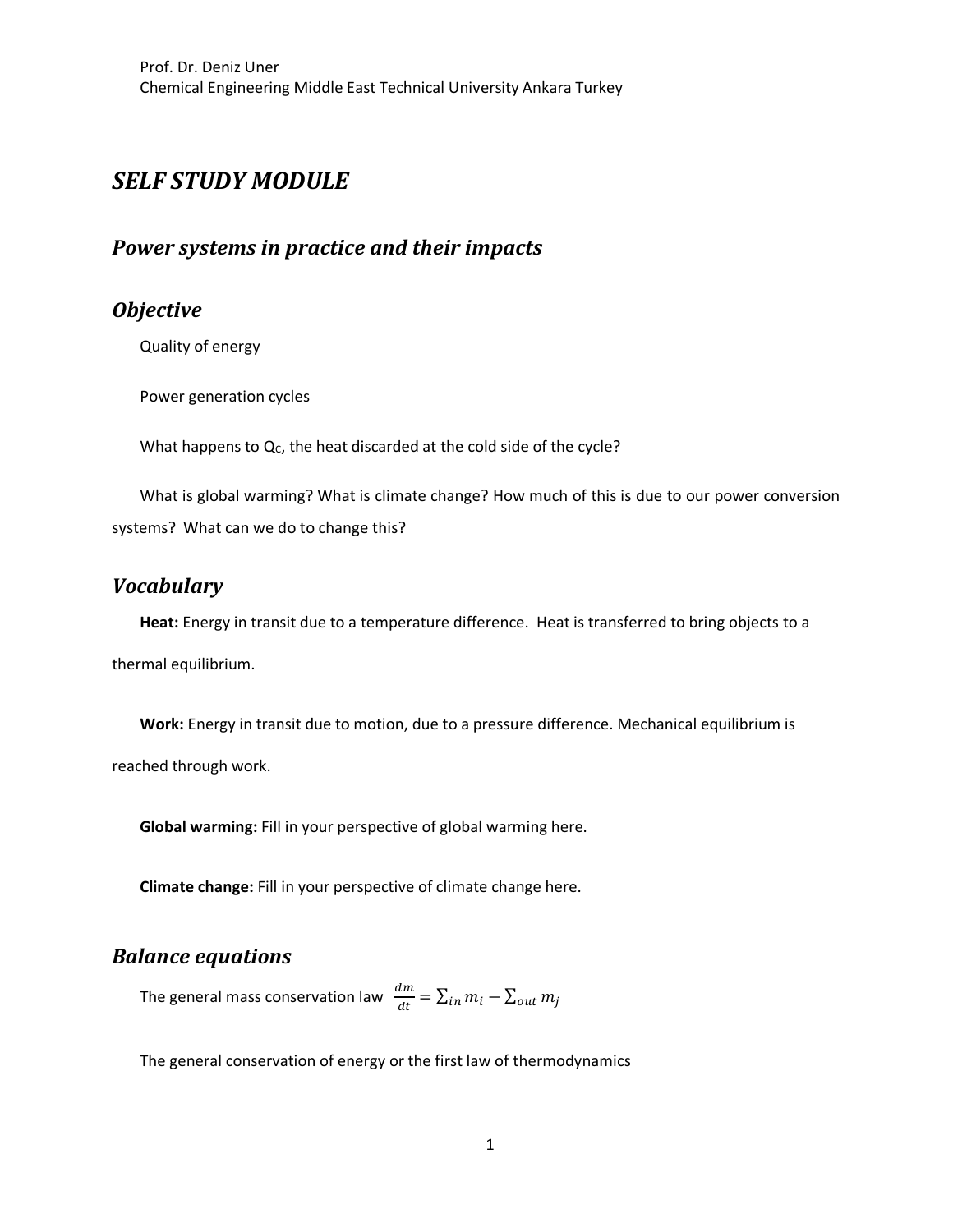Prof. Dr. Deniz Uner
Chemical Engineering Middle East Technical University Ankara Turkey

# *SELF STUDY MODULE*

## *Power systems in practice and their impacts*

## *Objective*

Quality of energy

Power generation cycles

What happens to $Q_C$, the heat discarded at the cold side of the cycle?

What is global warming? What is climate change? How much of this is due to our power conversion systems? What can we do to change this?

## *Vocabulary*

**Heat:** Energy in transit due to a temperature difference. Heat is transferred to bring objects to a thermal equilibrium.

**Work:** Energy in transit due to motion, due to a pressure difference. Mechanical equilibrium is reached through work.

**Global warming:** Fill in your perspective of global warming here.

**Climate change:** Fill in your perspective of climate change here.

## *Balance equations*

The general mass conservation law $\frac{dm}{dt} = \sum_{in} m_i - \sum_{out} m_j$

The general conservation of energy or the first law of thermodynamics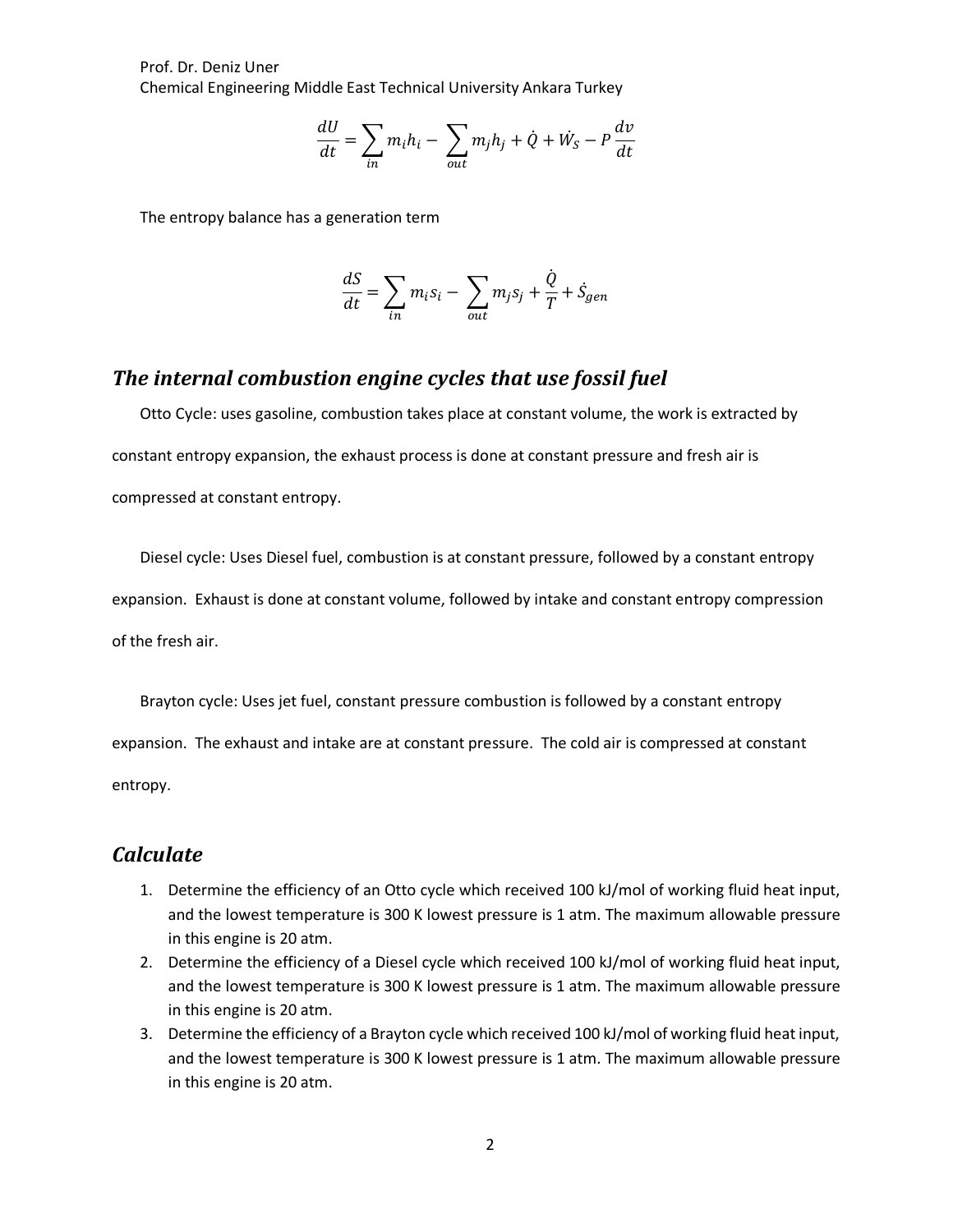Prof. Dr. Deniz Uner

Chemical Engineering Middle East Technical University Ankara Turkey

$$\frac{dU}{dt} = \sum_{in} m_i h_i - \sum_{out} m_j h_j + \dot{Q} + \dot{W}_S - P\frac{dv}{dt}$$

The entropy balance has a generation term

$$\frac{dS}{dt} = \sum_{in} m_i s_i - \sum_{out} m_j s_j + \frac{\dot{Q}}{T} + \dot{S}_{gen}$$

## *The internal combustion engine cycles that use fossil fuel*

Otto Cycle: uses gasoline, combustion takes place at constant volume, the work is extracted by constant entropy expansion, the exhaust process is done at constant pressure and fresh air is compressed at constant entropy.

Diesel cycle: Uses Diesel fuel, combustion is at constant pressure, followed by a constant entropy expansion. Exhaust is done at constant volume, followed by intake and constant entropy compression of the fresh air.

Brayton cycle: Uses jet fuel, constant pressure combustion is followed by a constant entropy expansion. The exhaust and intake are at constant pressure. The cold air is compressed at constant entropy.

## *Calculate*

1. Determine the efficiency of an Otto cycle which received 100 kJ/mol of working fluid heat input, and the lowest temperature is 300 K lowest pressure is 1 atm. The maximum allowable pressure in this engine is 20 atm.
2. Determine the efficiency of a Diesel cycle which received 100 kJ/mol of working fluid heat input, and the lowest temperature is 300 K lowest pressure is 1 atm. The maximum allowable pressure in this engine is 20 atm.
3. Determine the efficiency of a Brayton cycle which received 100 kJ/mol of working fluid heat input, and the lowest temperature is 300 K lowest pressure is 1 atm. The maximum allowable pressure in this engine is 20 atm.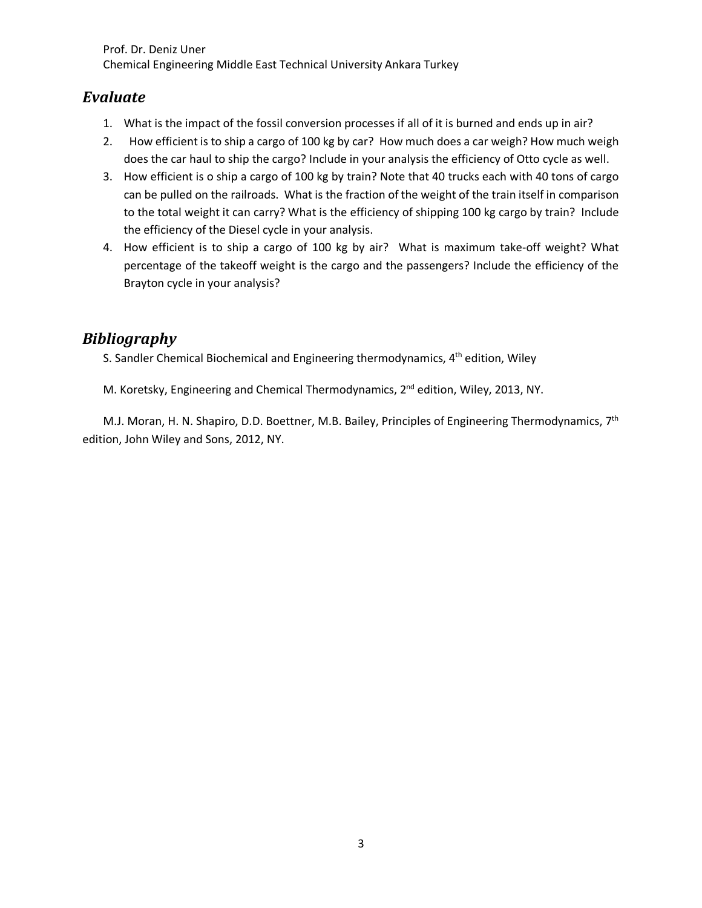## *Evaluate*

1. What is the impact of the fossil conversion processes if all of it is burned and ends up in air?
2. How efficient is to ship a cargo of 100 kg by car? How much does a car weigh? How much weigh does the car haul to ship the cargo? Include in your analysis the efficiency of Otto cycle as well.
3. How efficient is o ship a cargo of 100 kg by train? Note that 40 trucks each with 40 tons of cargo can be pulled on the railroads. What is the fraction of the weight of the train itself in comparison to the total weight it can carry? What is the efficiency of shipping 100 kg cargo by train? Include the efficiency of the Diesel cycle in your analysis.
4. How efficient is to ship a cargo of 100 kg by air? What is maximum take-off weight? What percentage of the takeoff weight is the cargo and the passengers? Include the efficiency of the Brayton cycle in your analysis?

## *Bibliography*

S. Sandler Chemical Biochemical and Engineering thermodynamics, 4th edition, Wiley

M. Koretsky, Engineering and Chemical Thermodynamics, 2nd edition, Wiley, 2013, NY.

M.J. Moran, H. N. Shapiro, D.D. Boettner, M.B. Bailey, Principles of Engineering Thermodynamics, 7th edition, John Wiley and Sons, 2012, NY.